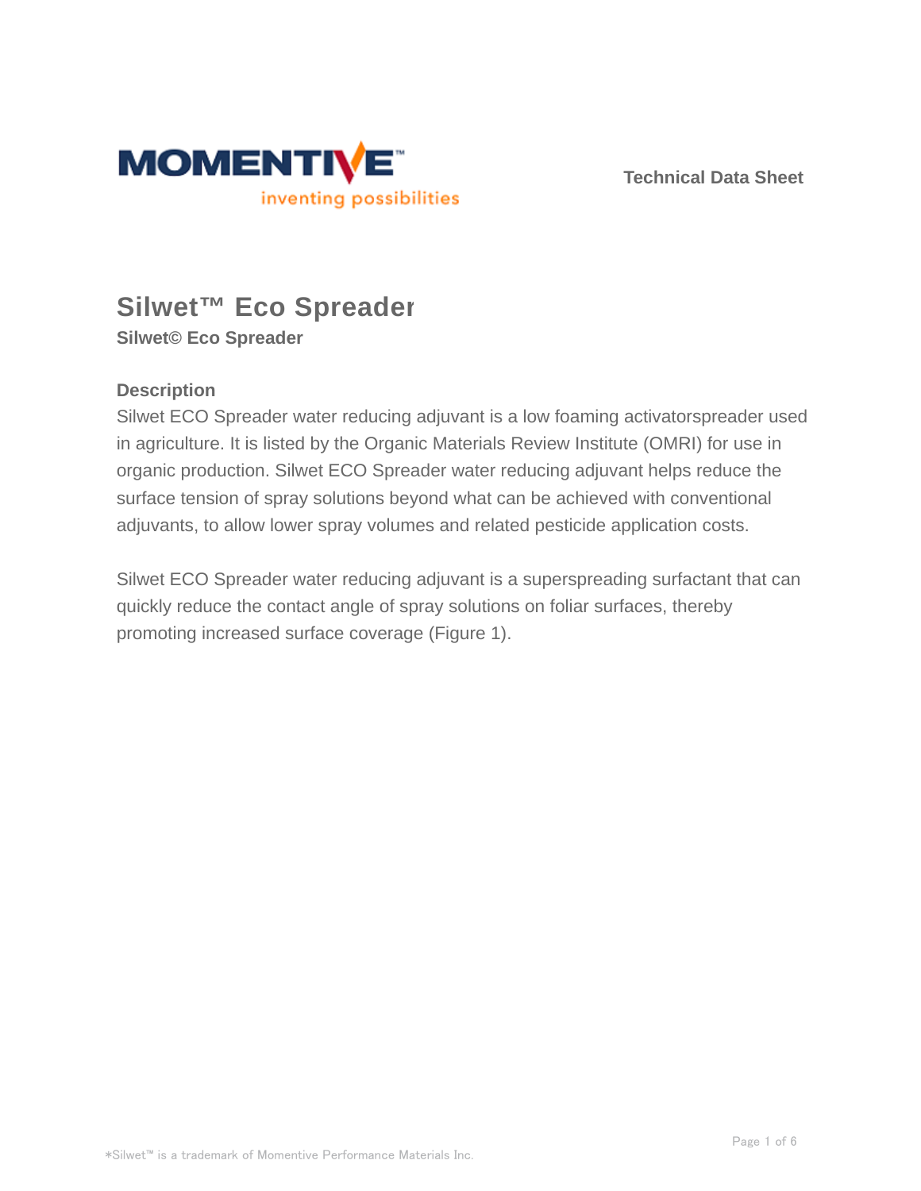Technical Data Sheet

# Silwet™ Eco Spreader

**Silwet© Eco Spreader**

### Description

Silwet ECO Spreader water reducing adjuvant is a low foaming activatorspreader used in agriculture. It is listed by the Organic Materials Review Institute (OMRI) for use in organic production. Silwet ECO Spreader water reducing adjuvant helps reduce the surface tension of spray solutions beyond what can be achieved with conventional adjuvants, to allow lower spray volumes and related pesticide application costs.

Silwet ECO Spreader water reducing adjuvant is a superspreading surfactant that can quickly reduce the contact angle of spray solutions on foliar surfaces, thereby promoting increased surface coverage (Figure 1).

*Silwet™ is a trademark of Momentive Performance Materials Inc.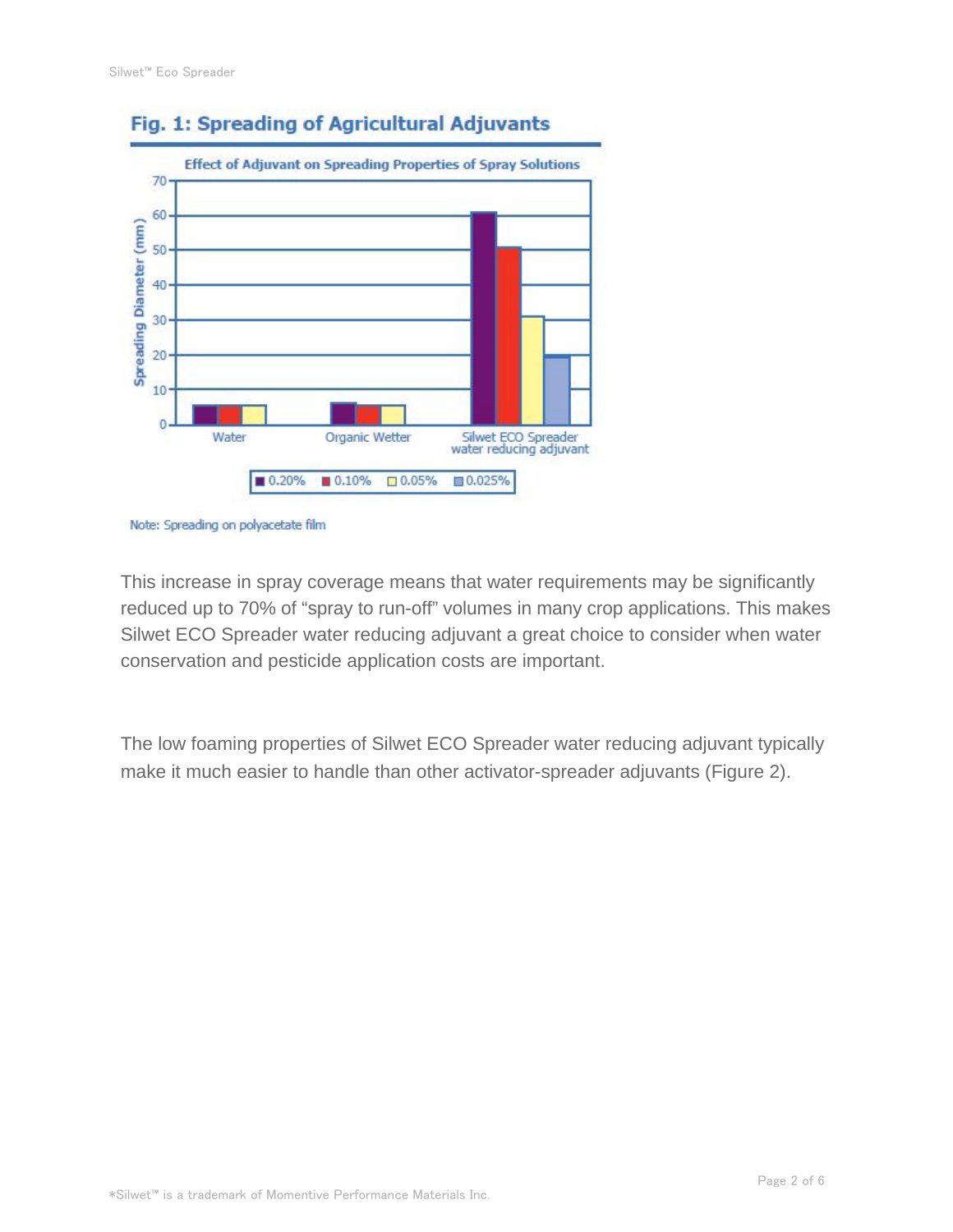## Fig. 1: Spreading of Agricultural Adjuvants

Effect of Adjuvant on Spreading Properties of Spray Solutions

Spreading Diameter (mm)

Water | Organic Wetter | Silwet ECO Spreader water reducing adjuvant

0.20% | 0.10% | 0.05% | 0.025%

Note: Spreading on polyacetate film

This increase in spray coverage means that water requirements may be significantly reduced up to 70% of “spray to run-off” volumes in many crop applications. This makes Silwet ECO Spreader water reducing adjuvant a great choice to consider when water conservation and pesticide application costs are important.

The low foaming properties of Silwet ECO Spreader water reducing adjuvant typically make it much easier to handle than other activator-spreader adjuvants (Figure 2).

*Silwet™ is a trademark of Momentive Performance Materials Inc.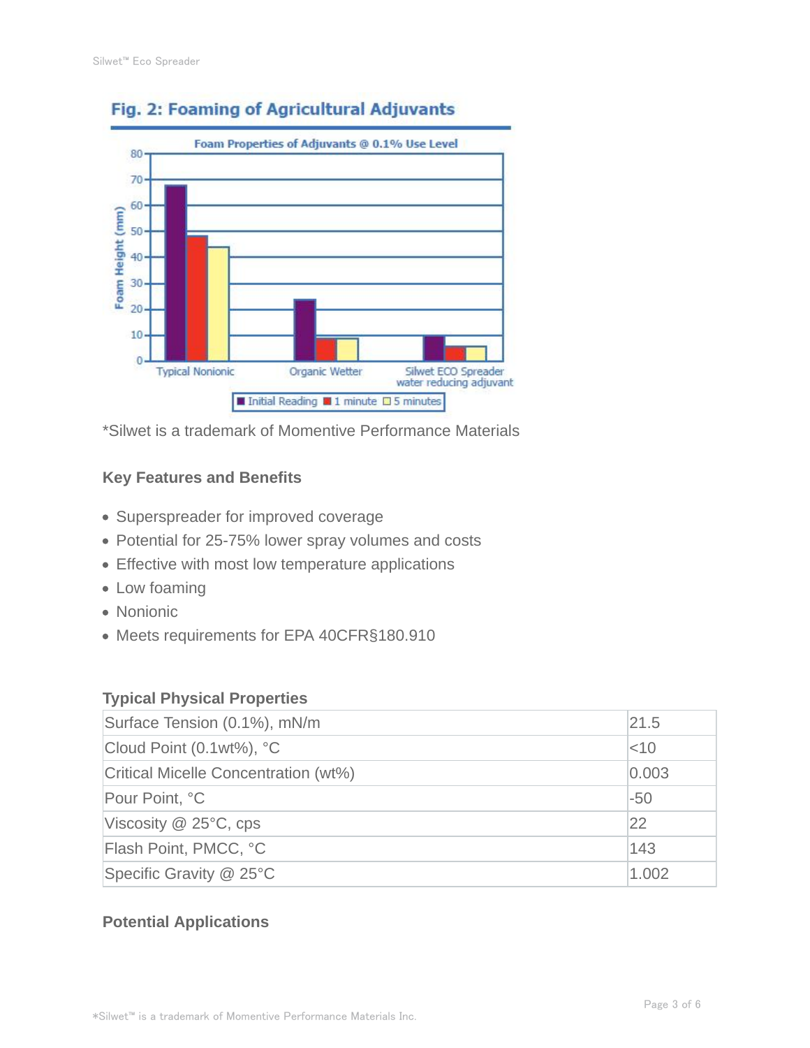## Fig. 2: Foaming of Agricultural Adjuvants

*Silwet is a trademark of Momentive Performance Materials

### Key Features and Benefits

- Superspreader for improved coverage
- Potential for 25-75% lower spray volumes and costs
- Effective with most low temperature applications
- Low foaming
- Nonionic
- Meets requirements for EPA 40CFR§180.910

### Typical Physical Properties

| Property | Value |
| --- | --- |
| Surface Tension (0.1%), mN/m | 21.5 |
| Cloud Point (0.1wt%), °C | <10 |
| Critical Micelle Concentration (wt%) | 0.003 |
| Pour Point, °C | -50 |
| Viscosity @ 25°C, cps | 22 |
| Flash Point, PMCC, °C | 143 |
| Specific Gravity @ 25°C | 1.002 |

### Potential Applications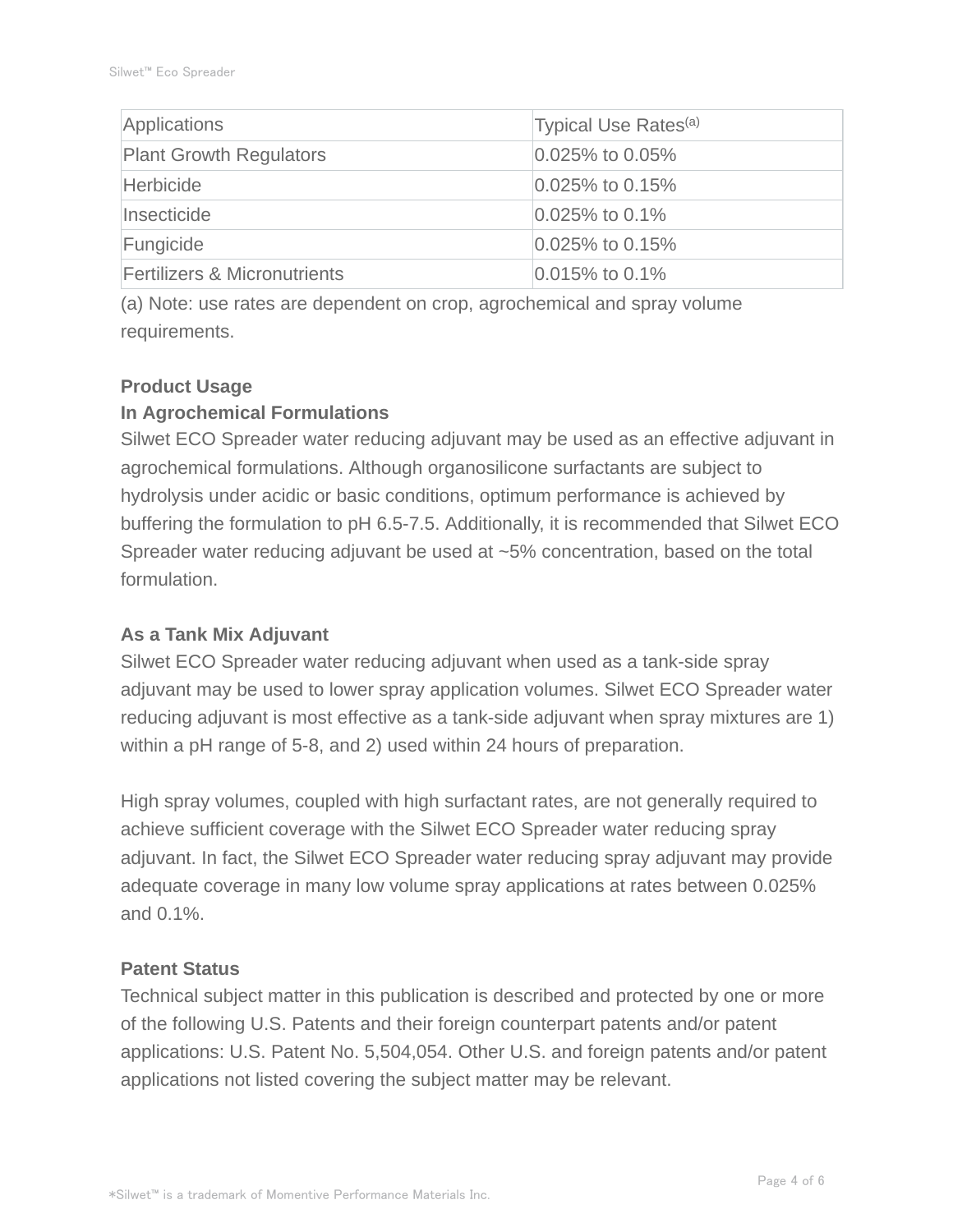| Applications | Typical Use Rates[(a)] |
| --- | --- |
| Plant Growth Regulators | 0.025% to 0.05% |
| Herbicide | 0.025% to 0.15% |
| Insecticide | 0.025% to 0.1% |
| Fungicide | 0.025% to 0.15% |
| Fertilizers & Micronutrients | 0.015% to 0.1% |

(a) Note: use rates are dependent on crop, agrochemical and spray volume requirements.

**Product Usage**

**In Agrochemical Formulations**

Silwet ECO Spreader water reducing adjuvant may be used as an effective adjuvant in agrochemical formulations. Although organosilicone surfactants are subject to hydrolysis under acidic or basic conditions, optimum performance is achieved by buffering the formulation to pH 6.5-7.5. Additionally, it is recommended that Silwet ECO Spreader water reducing adjuvant be used at ~5% concentration, based on the total formulation.

**As a Tank Mix Adjuvant**

Silwet ECO Spreader water reducing adjuvant when used as a tank-side spray adjuvant may be used to lower spray application volumes. Silwet ECO Spreader water reducing adjuvant is most effective as a tank-side adjuvant when spray mixtures are 1) within a pH range of 5-8, and 2) used within 24 hours of preparation.

High spray volumes, coupled with high surfactant rates, are not generally required to achieve sufficient coverage with the Silwet ECO Spreader water reducing spray adjuvant. In fact, the Silwet ECO Spreader water reducing spray adjuvant may provide adequate coverage in many low volume spray applications at rates between 0.025% and 0.1%.

**Patent Status**

Technical subject matter in this publication is described and protected by one or more of the following U.S. Patents and their foreign counterpart patents and/or patent applications: U.S. Patent No. 5,504,054. Other U.S. and foreign patents and/or patent applications not listed covering the subject matter may be relevant.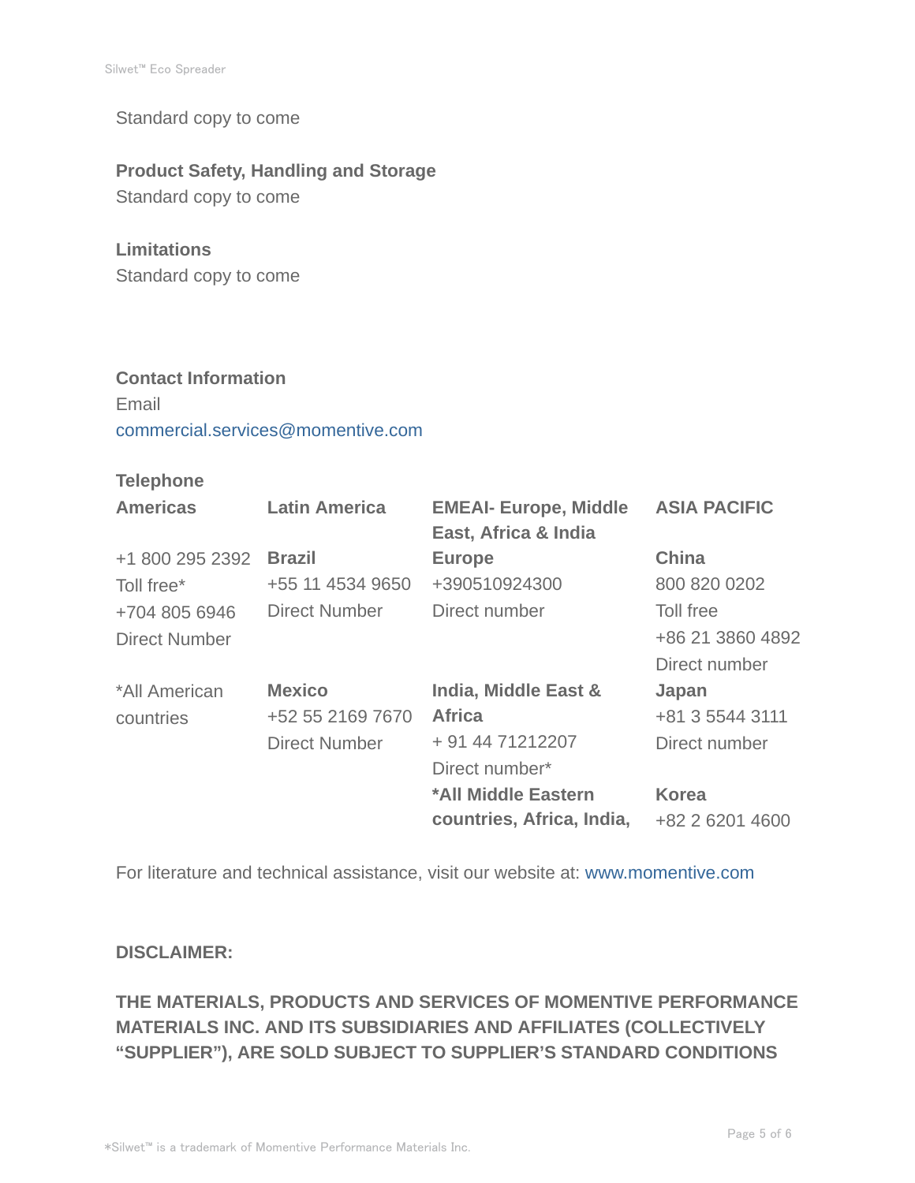Standard copy to come

**Product Safety, Handling and Storage**

Standard copy to come

**Limitations**

Standard copy to come

**Contact Information**

Email

commercial.services@momentive.com

**Telephone**

| **Americas** | **Latin America** | **EMEAI- Europe, Middle East, Africa & India** | **ASIA PACIFIC** |
|---|---|---|---|
| +1 800 295 2392<br>Toll free*<br>+704 805 6946<br>Direct Number | **Brazil**<br>+55 11 4534 9650<br>Direct Number | **Europe**<br>+390510924300<br>Direct number | **China**<br>800 820 0202<br>Toll free<br>+86 21 3860 4892<br>Direct number |
| *All American countries | **Mexico**<br>+52 55 2169 7670<br>Direct Number | **India, Middle East & Africa**<br>+ 91 44 71212207<br>Direct number* | **Japan**<br>+81 3 5544 3111<br>Direct number |
| | | ***All Middle Eastern countries, Africa, India,** | **Korea**<br>+82 2 6201 4600 |

For literature and technical assistance, visit our website at: www.momentive.com

**DISCLAIMER:**

**THE MATERIALS, PRODUCTS AND SERVICES OF MOMENTIVE PERFORMANCE MATERIALS INC. AND ITS SUBSIDIARIES AND AFFILIATES (COLLECTIVELY "SUPPLIER"), ARE SOLD SUBJECT TO SUPPLIER'S STANDARD CONDITIONS**

*Silwet™ is a trademark of Momentive Performance Materials Inc.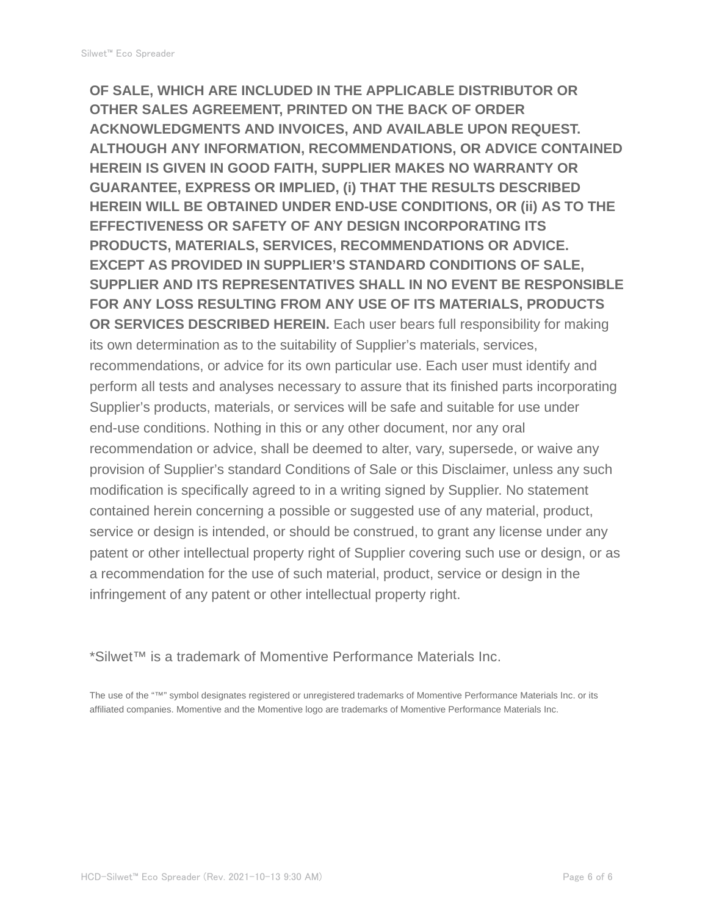**OF SALE, WHICH ARE INCLUDED IN THE APPLICABLE DISTRIBUTOR OR OTHER SALES AGREEMENT, PRINTED ON THE BACK OF ORDER ACKNOWLEDGMENTS AND INVOICES, AND AVAILABLE UPON REQUEST. ALTHOUGH ANY INFORMATION, RECOMMENDATIONS, OR ADVICE CONTAINED HEREIN IS GIVEN IN GOOD FAITH, SUPPLIER MAKES NO WARRANTY OR GUARANTEE, EXPRESS OR IMPLIED, (i) THAT THE RESULTS DESCRIBED HEREIN WILL BE OBTAINED UNDER END-USE CONDITIONS, OR (ii) AS TO THE EFFECTIVENESS OR SAFETY OF ANY DESIGN INCORPORATING ITS PRODUCTS, MATERIALS, SERVICES, RECOMMENDATIONS OR ADVICE. EXCEPT AS PROVIDED IN SUPPLIER'S STANDARD CONDITIONS OF SALE, SUPPLIER AND ITS REPRESENTATIVES SHALL IN NO EVENT BE RESPONSIBLE FOR ANY LOSS RESULTING FROM ANY USE OF ITS MATERIALS, PRODUCTS OR SERVICES DESCRIBED HEREIN.** Each user bears full responsibility for making its own determination as to the suitability of Supplier's materials, services, recommendations, or advice for its own particular use. Each user must identify and perform all tests and analyses necessary to assure that its finished parts incorporating Supplier's products, materials, or services will be safe and suitable for use under end-use conditions. Nothing in this or any other document, nor any oral recommendation or advice, shall be deemed to alter, vary, supersede, or waive any provision of Supplier's standard Conditions of Sale or this Disclaimer, unless any such modification is specifically agreed to in a writing signed by Supplier. No statement contained herein concerning a possible or suggested use of any material, product, service or design is intended, or should be construed, to grant any license under any patent or other intellectual property right of Supplier covering such use or design, or as a recommendation for the use of such material, product, service or design in the infringement of any patent or other intellectual property right.

*Silwet™ is a trademark of Momentive Performance Materials Inc.

The use of the "™" symbol designates registered or unregistered trademarks of Momentive Performance Materials Inc. or its affiliated companies. Momentive and the Momentive logo are trademarks of Momentive Performance Materials Inc.